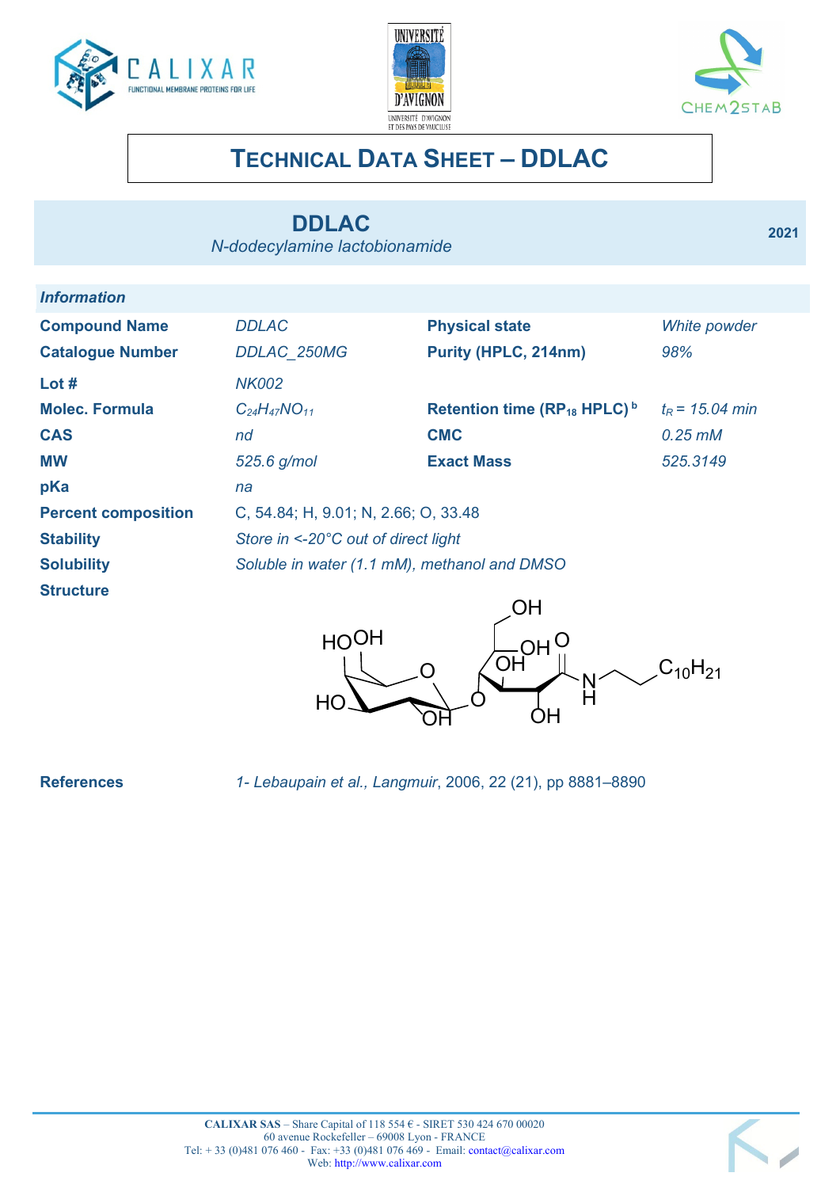# TECHNICAL DATA SHEET – DDLAC

## DDLAC

*N-dodecylamine lactobionamide*

**2021**

### *Information*

| | | | |
|---|---|---|---|
| **Compound Name** | *DDLAC* | **Physical state** | *White powder* |
| **Catalogue Number** | *DDLAC_250MG* | **Purity (HPLC, 214nm)** | *98%* |
| **Lot #** | *NK002* | | |
| **Molec. Formula** | $C_{24}H_{47}NO_{11}$ | **Retention time ($RP_{18}$ HPLC)** [b] | $t_R$ *= 15.04 min* |
| **CAS** | *nd* | **CMC** | *0.25 mM* |
| **MW** | *525.6 g/mol* | **Exact Mass** | *525.3149* |
| **pKa** | *na* | | |
| **Percent composition** | C, 54.84; H, 9.01; N, 2.66; O, 33.48 | | |
| **Stability** | *Store in <-20°C out of direct light* | | |
| **Solubility** | *Soluble in water (1.1 mM), methanol and DMSO* | | |
| **Structure** | | | |

**References** *1- Lebaupain et al., Langmuir*, 2006, 22 (21), pp 8881–8890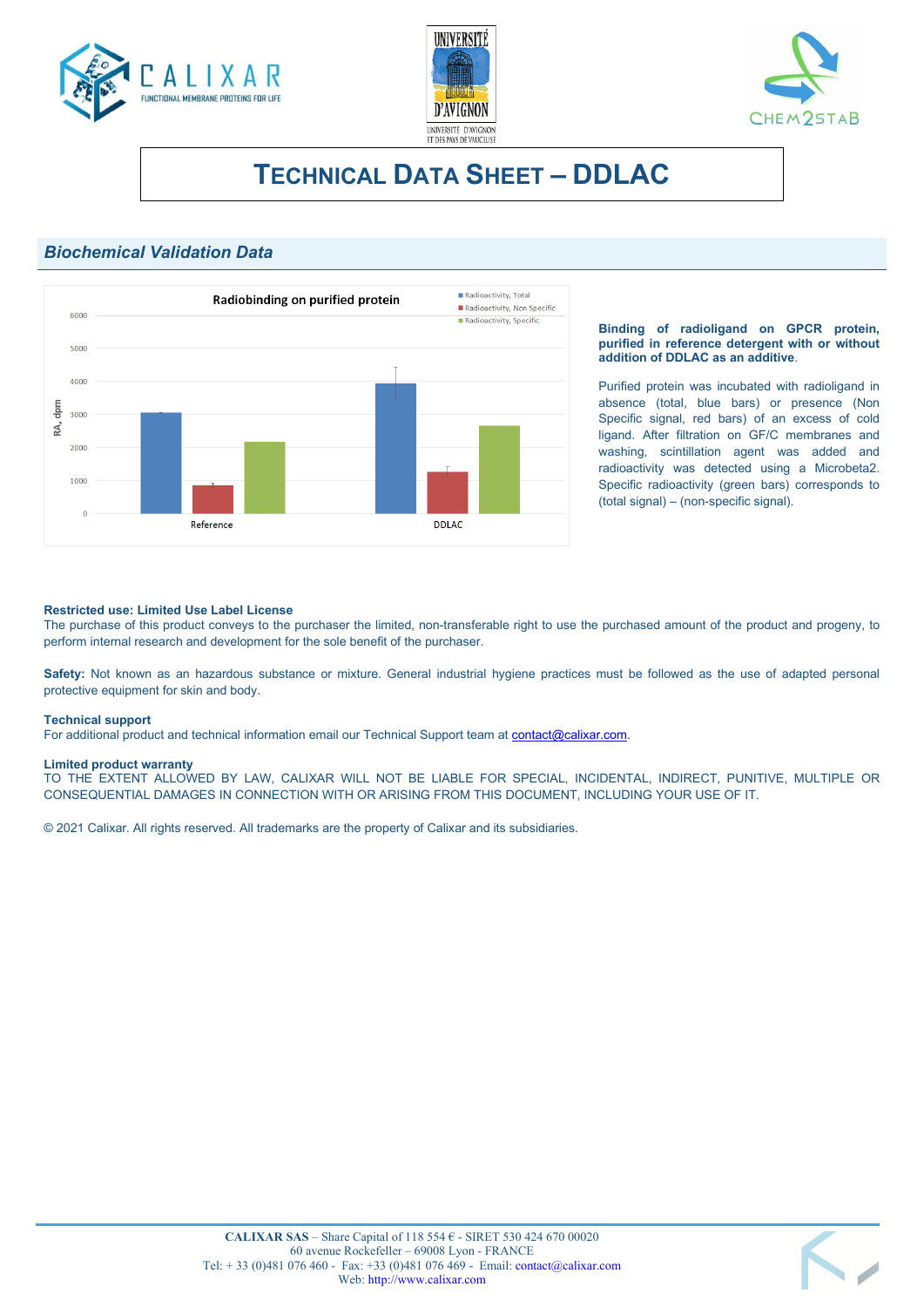# TECHNICAL DATA SHEET – DDLAC

## *Biochemical Validation Data*

Radiobinding on purified protein

Radioactivity, Total
Radioactivity, Non Specific
Radioactivity, Specific

RA, dpm

6000
5000
4000
3000
2000
1000
0

Reference
DDLAC

**Binding of radioligand on GPCR protein, purified in reference detergent with or without addition of DDLAC as an additive**.

Purified protein was incubated with radioligand in absence (total, blue bars) or presence (Non Specific signal, red bars) of an excess of cold ligand. After filtration on GF/C membranes and washing, scintillation agent was added and radioactivity was detected using a Microbeta2. Specific radioactivity (green bars) corresponds to (total signal) – (non-specific signal).

**Restricted use: Limited Use Label License**
The purchase of this product conveys to the purchaser the limited, non-transferable right to use the purchased amount of the product and progeny, to perform internal research and development for the sole benefit of the purchaser.

**Safety:** Not known as an hazardous substance or mixture. General industrial hygiene practices must be followed as the use of adapted personal protective equipment for skin and body.

**Technical support**
For additional product and technical information email our Technical Support team at contact@calixar.com.

**Limited product warranty**
TO THE EXTENT ALLOWED BY LAW, CALIXAR WILL NOT BE LIABLE FOR SPECIAL, INCIDENTAL, INDIRECT, PUNITIVE, MULTIPLE OR CONSEQUENTIAL DAMAGES IN CONNECTION WITH OR ARISING FROM THIS DOCUMENT, INCLUDING YOUR USE OF IT.

© 2021 Calixar. All rights reserved. All trademarks are the property of Calixar and its subsidiaries.

**CALIXAR SAS** – Share Capital of 118 554 € - SIRET 530 424 670 00020
60 avenue Rockefeller – 69008 Lyon - FRANCE
Tel: + 33 (0)481 076 460 - Fax: +33 (0)481 076 469 - Email: contact@calixar.com
Web: http://www.calixar.com